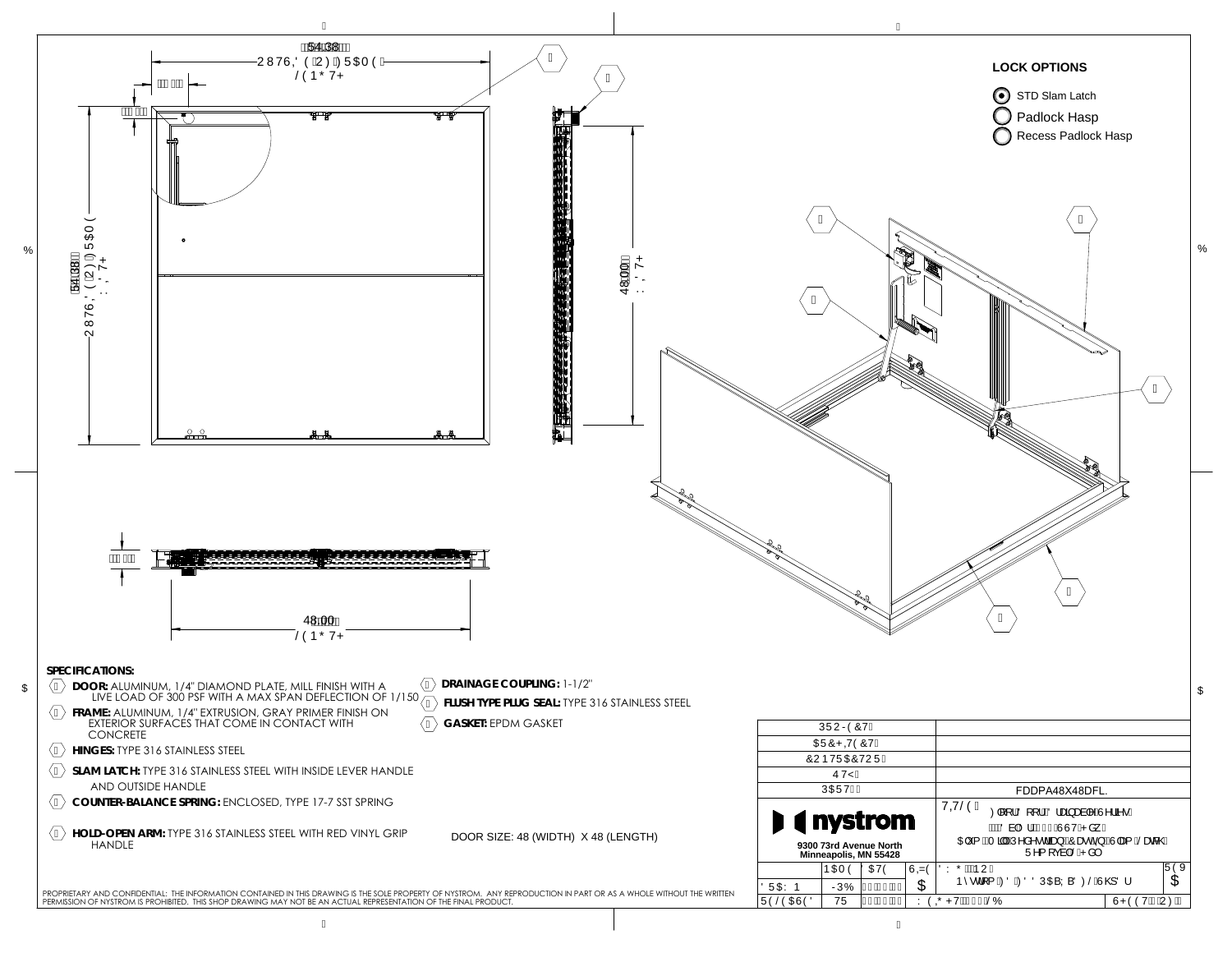54.38

48.00

48.00

54.38

## LOCK OPTIONS

- (selected) STD Slam Latch
- Padlock Hasp
- Recess Padlock Hasp

## SPECIFICATIONS:

- **DOOR:** ALUMINUM, 1/4" DIAMOND PLATE, MILL FINISH WITH A LIVE LOAD OF 300 PSF WITH A MAX SPAN DEFLECTION OF 1/150
- **FRAME:** ALUMINUM, 1/4" EXTRUSION, GRAY PRIMER FINISH ON EXTERIOR SURFACES THAT COME IN CONTACT WITH CONCRETE
- **HINGES:** TYPE 316 STAINLESS STEEL
- **SLAM LATCH:** TYPE 316 STAINLESS STEEL WITH INSIDE LEVER HANDLE AND OUTSIDE HANDLE
- **COUNTER-BALANCE SPRING:** ENCLOSED, TYPE 17-7 SST SPRING
- **HOLD-OPEN ARM:** TYPE 316 STAINLESS STEEL WITH RED VINYL GRIP HANDLE
- **DRAINAGE COUPLING:** 1-1/2"
- **FLUSH TYPE PLUG SEAL:** TYPE 316 STAINLESS STEEL
- **GASKET:** EPDM GASKET

DOOR SIZE: 48 (WIDTH) X 48 (LENGTH)

| | |
|---|---|
| PROJECT: | |
| ARCHITECT: | |
| CONTRACTOR: | |
| QTY: | |
| PART #: | FDDPA48X48DFL. |

nystrom
9300 73rd Avenue North
Minneapolis, MN 55428

PROPRIETARY AND CONFIDENTIAL: THE INFORMATION CONTAINED IN THIS DRAWING IS THE SOLE PROPERTY OF NYSTROM. ANY REPRODUCTION IN PART OR AS A WHOLE WITHOUT THE WRITTEN PERMISSION OF NYSTROM IS PROHIBITED. THIS SHOP DRAWING MAY NOT BE AN ACTUAL REPRESENTATION OF THE FINAL PRODUCT.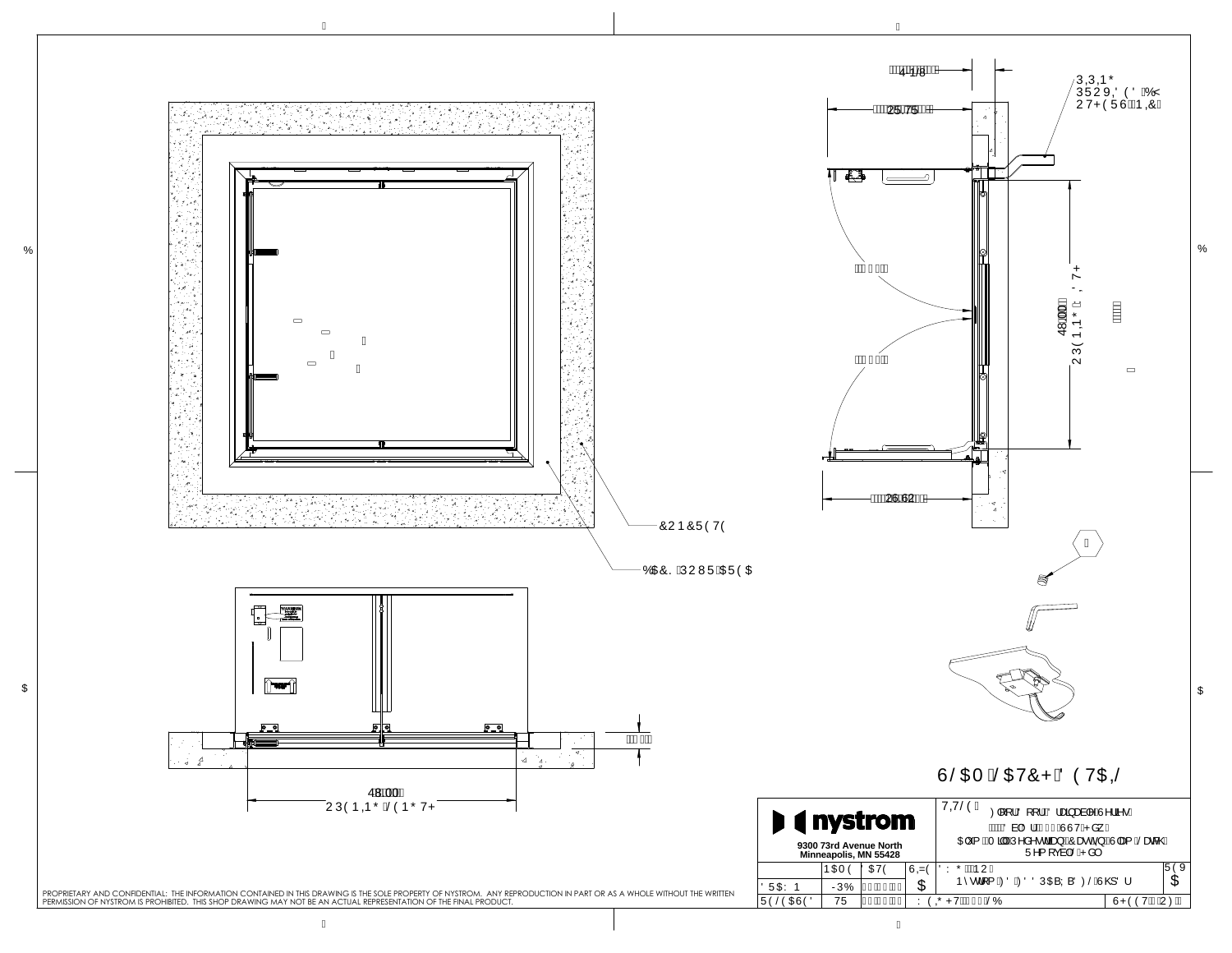4-1/8

25.75

3,3,1*
3529,'(' %<
27+(56 1,&

48.00
23(1,1* :,'7+

26.62

&21&5(7(

%$&. 3285 $5($

48.00
23(1,1* /(1*7+

6/$0 /$7&+ '(7$,/

PROPRIETARY AND CONFIDENTIAL: THE INFORMATION CONTAINED IN THIS DRAWING IS THE SOLE PROPERTY OF NYSTROM. ANY REPRODUCTION IN PART OR AS A WHOLE WITHOUT THE WRITTEN PERMISSION OF NYSTROM IS PROHIBITED. THIS SHOP DRAWING MAY NOT BE AN ACTUAL REPRESENTATION OF THE FINAL PRODUCT.

| | | | | | |
|---|---|---|---|---|---|
| **nystrom** 9300 73rd Avenue North Minneapolis, MN 55428 | | | 7,7/( | | |
| | 1$0( | '$7( | 6,=( | ' : * 12 | 5(9 |
| '5$:1 | -3% | | $ | | $ |
| 5(/($6(' | 75 | | : (,*+7 /% | | 6+((7 2) |